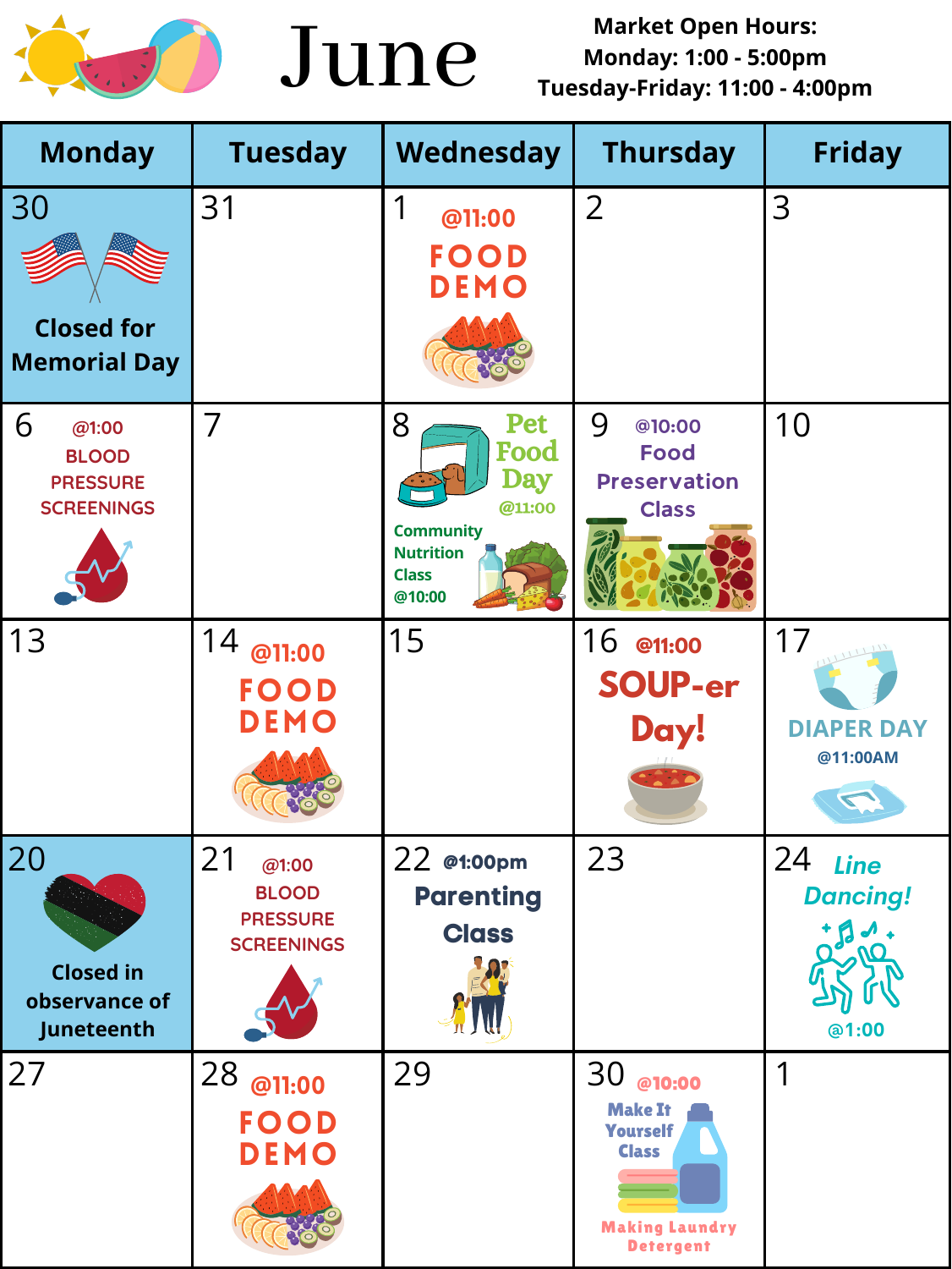# June

**Market Open Hours:**
**Monday: 1:00 - 5:00pm**
**Tuesday-Friday: 11:00 - 4:00pm**

| Monday | Tuesday | Wednesday | Thursday | Friday |
|---|---|---|---|---|
| 30 Closed for Memorial Day | 31 | 1 @11:00 FOOD DEMO | 2 | 3 |
| 6 @1:00 BLOOD PRESSURE SCREENINGS | 7 | 8 Pet Food Day @11:00; Community Nutrition Class @10:00 | 9 @10:00 Food Preservation Class | 10 |
| 13 | 14 @11:00 FOOD DEMO | 15 | 16 @11:00 SOUP-er Day! | 17 DIAPER DAY @11:00AM |
| 20 Closed in observance of Juneteenth | 21 @1:00 BLOOD PRESSURE SCREENINGS | 22 @1:00pm Parenting Class | 23 | 24 Line Dancing! @1:00 |
| 27 | 28 @11:00 FOOD DEMO | 29 | 30 @10:00 Make It Yourself Class Making Laundry Detergent | 1 |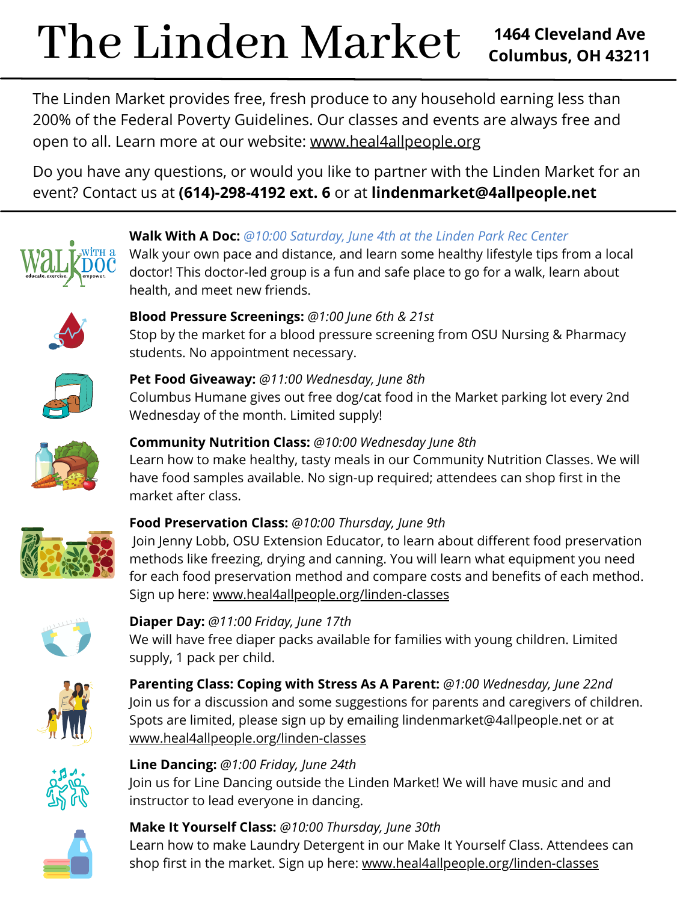# The Linden Market

**1464 Cleveland Ave**
**Columbus, OH 43211**

The Linden Market provides free, fresh produce to any household earning less than 200% of the Federal Poverty Guidelines. Our classes and events are always free and open to all. Learn more at our website: www.heal4allpeople.org

Do you have any questions, or would you like to partner with the Linden Market for an event? Contact us at **(614)-298-4192 ext. 6** or at **lindenmarket@4allpeople.net**

---

**Walk With A Doc:** *@10:00 Saturday, June 4th at the Linden Park Rec Center*
Walk your own pace and distance, and learn some healthy lifestyle tips from a local doctor! This doctor-led group is a fun and safe place to go for a walk, learn about health, and meet new friends.

**Blood Pressure Screenings:** *@1:00 June 6th & 21st*
Stop by the market for a blood pressure screening from OSU Nursing & Pharmacy students. No appointment necessary.

**Pet Food Giveaway:** *@11:00 Wednesday, June 8th*
Columbus Humane gives out free dog/cat food in the Market parking lot every 2nd Wednesday of the month. Limited supply!

**Community Nutrition Class:** *@10:00 Wednesday June 8th*
Learn how to make healthy, tasty meals in our Community Nutrition Classes. We will have food samples available. No sign-up required; attendees can shop first in the market after class.

**Food Preservation Class:** *@10:00 Thursday, June 9th*
Join Jenny Lobb, OSU Extension Educator, to learn about different food preservation methods like freezing, drying and canning. You will learn what equipment you need for each food preservation method and compare costs and benefits of each method. Sign up here: www.heal4allpeople.org/linden-classes

**Diaper Day:** *@11:00 Friday, June 17th*
We will have free diaper packs available for families with young children. Limited supply, 1 pack per child.

**Parenting Class: Coping with Stress As A Parent:** *@1:00 Wednesday, June 22nd*
Join us for a discussion and some suggestions for parents and caregivers of children. Spots are limited, please sign up by emailing lindenmarket@4allpeople.net or at www.heal4allpeople.org/linden-classes

**Line Dancing:** *@1:00 Friday, June 24th*
Join us for Line Dancing outside the Linden Market! We will have music and and instructor to lead everyone in dancing.

**Make It Yourself Class:** *@10:00 Thursday, June 30th*
Learn how to make Laundry Detergent in our Make It Yourself Class. Attendees can shop first in the market. Sign up here: www.heal4allpeople.org/linden-classes